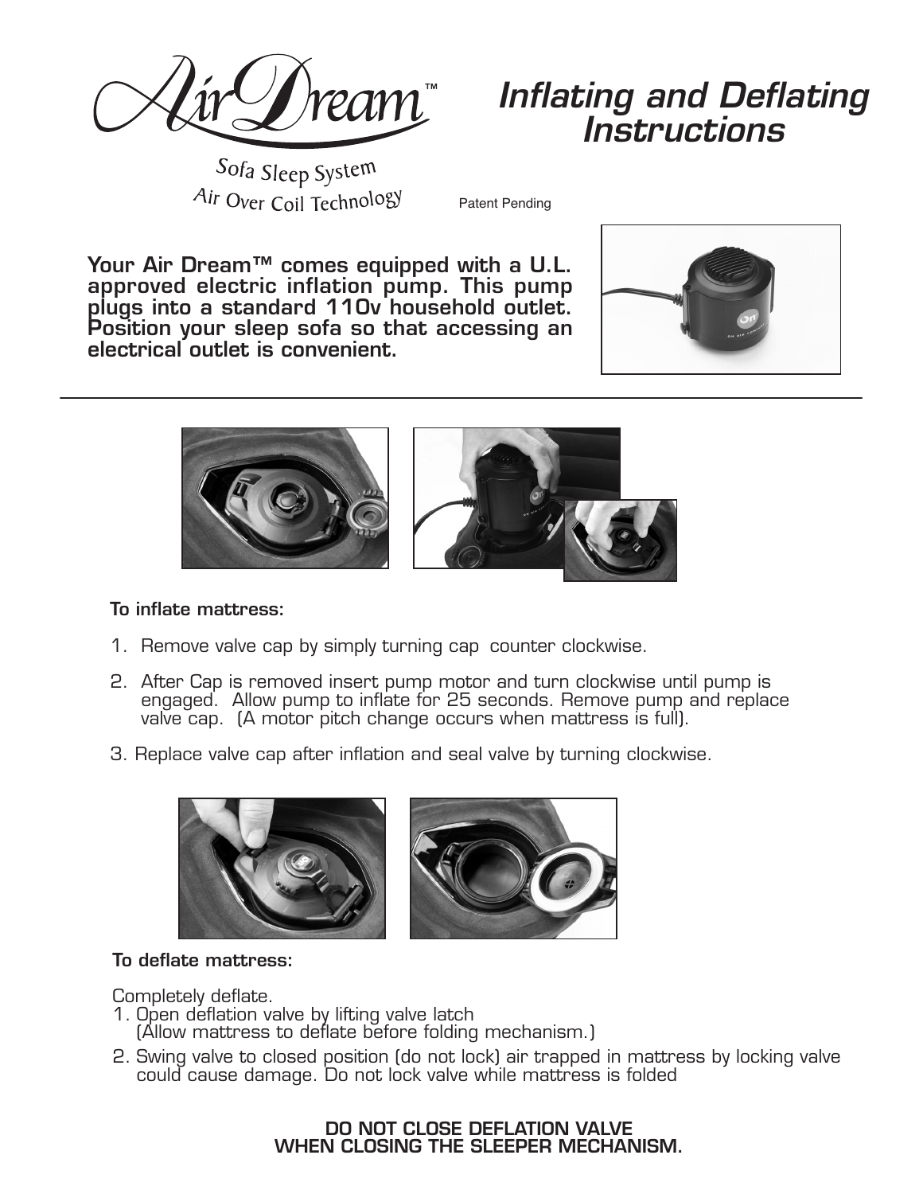# AirDream™

Sofa Sleep System
Air Over Coil Technology

Patent Pending

# *Inflating and Deflating Instructions*

**Your Air Dream™ comes equipped with a U.L. approved electric inflation pump. This pump plugs into a standard 110v household outlet. Position your sleep sofa so that accessing an electrical outlet is convenient.**

---

**To inflate mattress:**

1. Remove valve cap by simply turning cap counter clockwise.
2. After Cap is removed insert pump motor and turn clockwise until pump is engaged. Allow pump to inflate for 25 seconds. Remove pump and replace valve cap. (A motor pitch change occurs when mattress is full).
3. Replace valve cap after inflation and seal valve by turning clockwise.

**To deflate mattress:**

Completely deflate.

1. Open deflation valve by lifting valve latch
   (Allow mattress to deflate before folding mechanism.)
2. Swing valve to closed position (do not lock) air trapped in mattress by locking valve could cause damage. Do not lock valve while mattress is folded

**DO NOT CLOSE DEFLATION VALVE WHEN CLOSING THE SLEEPER MECHANISM.**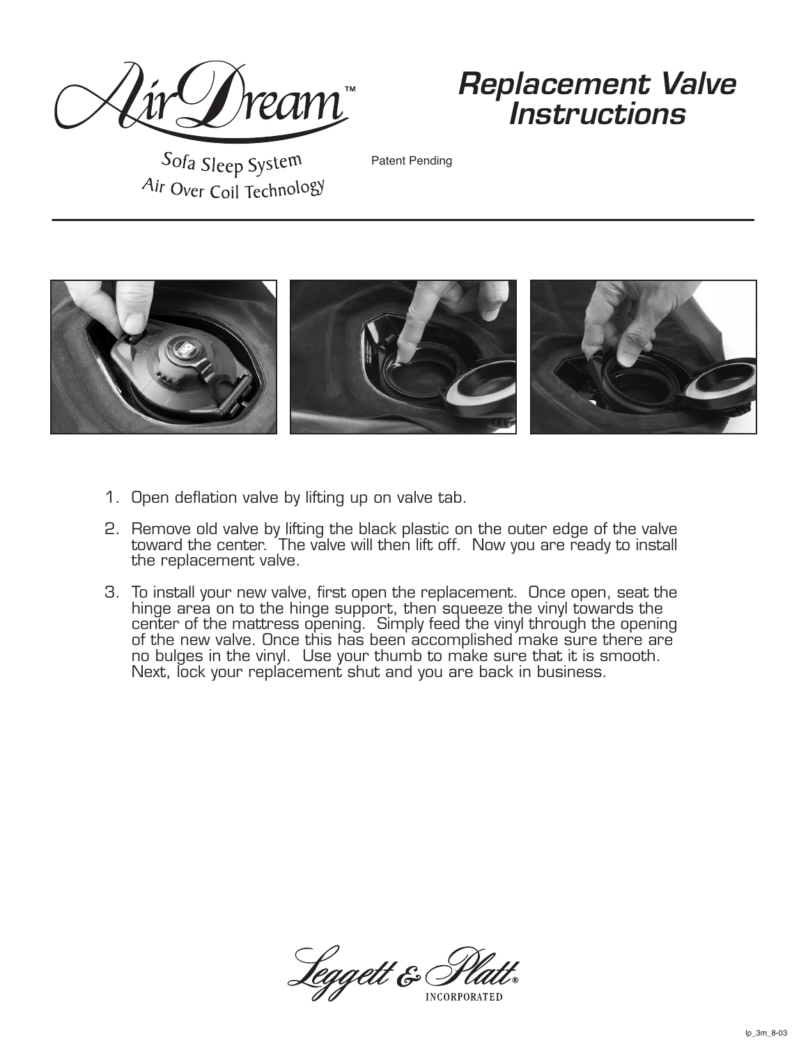AirDream™

Sofa Sleep System
Air Over Coil Technology

Patent Pending

# Replacement Valve Instructions

1. Open deflation valve by lifting up on valve tab.
2. Remove old valve by lifting the black plastic on the outer edge of the valve toward the center. The valve will then lift off. Now you are ready to install the replacement valve.
3. To install your new valve, first open the replacement. Once open, seat the hinge area on to the hinge support, then squeeze the vinyl towards the center of the mattress opening. Simply feed the vinyl through the opening of the new valve. Once this has been accomplished make sure there are no bulges in the vinyl. Use your thumb to make sure that it is smooth. Next, lock your replacement shut and you are back in business.

Leggett & Platt® INCORPORATED

lp_3m_8-03